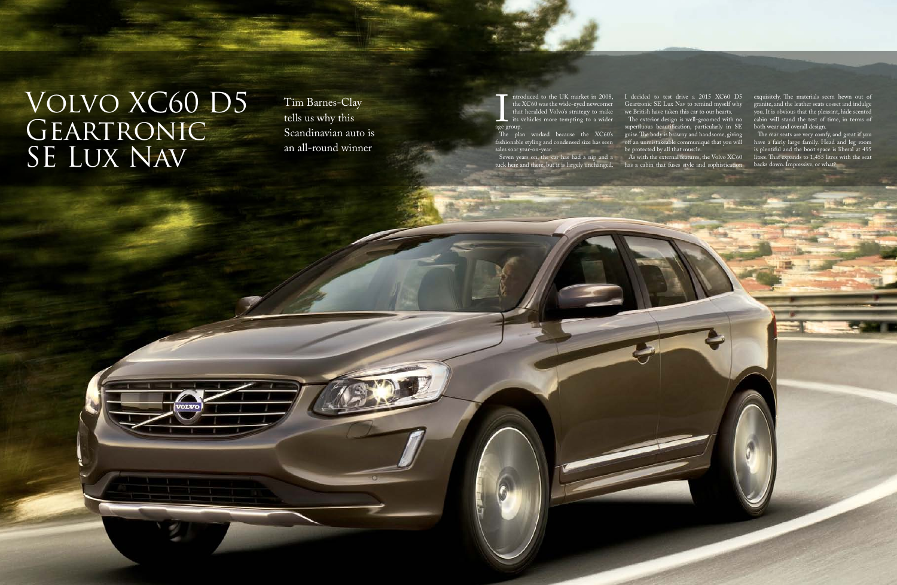# Volvo XC60 D5 Geartronic SE Lux Nav

Tim Barnes-Clay tells us why this Scandinavian auto is an all-round winner

Introduced to the UK market in 2008, the XC60 was the wide-eyed newcomer that heralded Volvo's strategy to make its vehicles more tempting to a wider age group.

The plan worked because the XC60's fashionable styling and condensed size has seen sales soar year-on-year.

Seven years on, the car has had a nip and a tuck here and there, but it is largely unchanged.

I decided to test drive a 2015 XC60 D5 Geartronic SE Lux Nav to remind myself why we British have taken this car to our hearts.

The exterior design is well-groomed with no superfluous beautification, particularly in SE guise. The body is brawny and handsome, giving off an unmistakeable communiqué that you will be protected by all that muscle.

As with the external features, the Volvo XC60 has a cabin that fuses style and sophistication exquisitely. The materials seem hewn out of granite, and the leather seats cosset and indulge you. It is obvious that the pleasant, hide scented cabin will stand the test of time, in terms of both wear and overall design.

The rear seats are very comfy, and great if you have a fairly large family. Head and leg room is plentiful and the boot space is liberal at 495 litres. That expands to 1,455 litres with the seat backs down. Impressive, or what?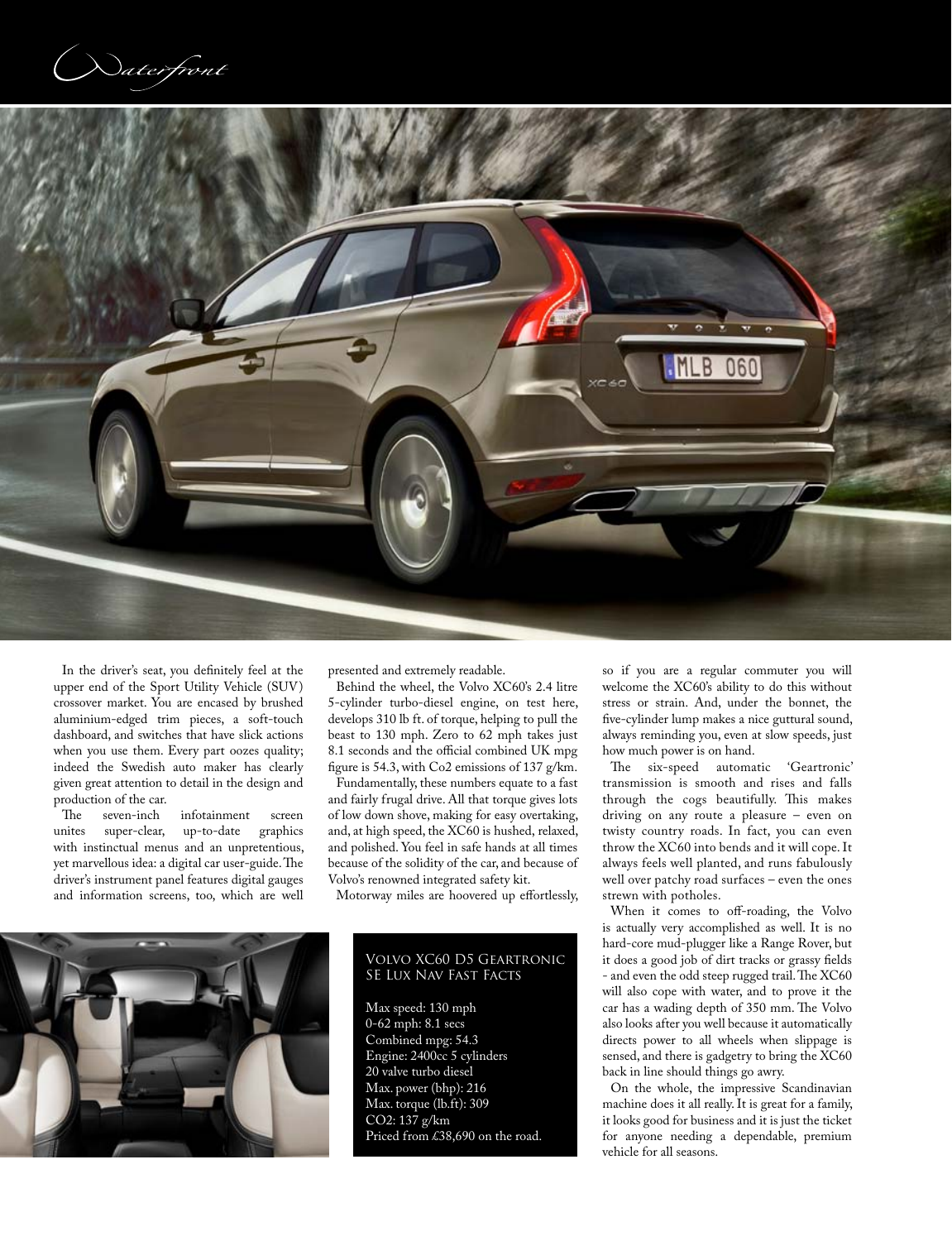In the driver's seat, you definitely feel at the upper end of the Sport Utility Vehicle (SUV) crossover market. You are encased by brushed aluminium-edged trim pieces, a soft-touch dashboard, and switches that have slick actions when you use them. Every part oozes quality; indeed the Swedish auto maker has clearly given great attention to detail in the design and production of the car.

The seven-inch infotainment screen unites super-clear, up-to-date graphics with instinctual menus and an unpretentious, yet marvellous idea: a digital car user-guide. The driver's instrument panel features digital gauges and information screens, too, which are well presented and extremely readable.

Behind the wheel, the Volvo XC60's 2.4 litre 5-cylinder turbo-diesel engine, on test here, develops 310 lb ft. of torque, helping to pull the beast to 130 mph. Zero to 62 mph takes just 8.1 seconds and the official combined UK mpg figure is 54.3, with Co2 emissions of 137 g/km.

Fundamentally, these numbers equate to a fast and fairly frugal drive. All that torque gives lots of low down shove, making for easy overtaking, and, at high speed, the XC60 is hushed, relaxed, and polished. You feel in safe hands at all times because of the solidity of the car, and because of Volvo's renowned integrated safety kit.

Motorway miles are hoovered up effortlessly, so if you are a regular commuter you will welcome the XC60's ability to do this without stress or strain. And, under the bonnet, the five-cylinder lump makes a nice guttural sound, always reminding you, even at slow speeds, just how much power is on hand.

The six-speed automatic 'Geartronic' transmission is smooth and rises and falls through the cogs beautifully. This makes driving on any route a pleasure – even on twisty country roads. In fact, you can even throw the XC60 into bends and it will cope. It always feels well planted, and runs fabulously well over patchy road surfaces – even the ones strewn with potholes.

When it comes to off-roading, the Volvo is actually very accomplished as well. It is no hard-core mud-plugger like a Range Rover, but it does a good job of dirt tracks or grassy fields - and even the odd steep rugged trail. The XC60 will also cope with water, and to prove it the car has a wading depth of 350 mm. The Volvo also looks after you well because it automatically directs power to all wheels when slippage is sensed, and there is gadgetry to bring the XC60 back in line should things go awry.

On the whole, the impressive Scandinavian machine does it all really. It is great for a family, it looks good for business and it is just the ticket for anyone needing a dependable, premium vehicle for all seasons.

### Volvo XC60 D5 Geartronic SE Lux Nav Fast Facts

Max speed: 130 mph
0-62 mph: 8.1 secs
Combined mpg: 54.3
Engine: 2400cc 5 cylinders
20 valve turbo diesel
Max. power (bhp): 216
Max. torque (lb.ft): 309
CO2: 137 g/km
Priced from £38,690 on the road.